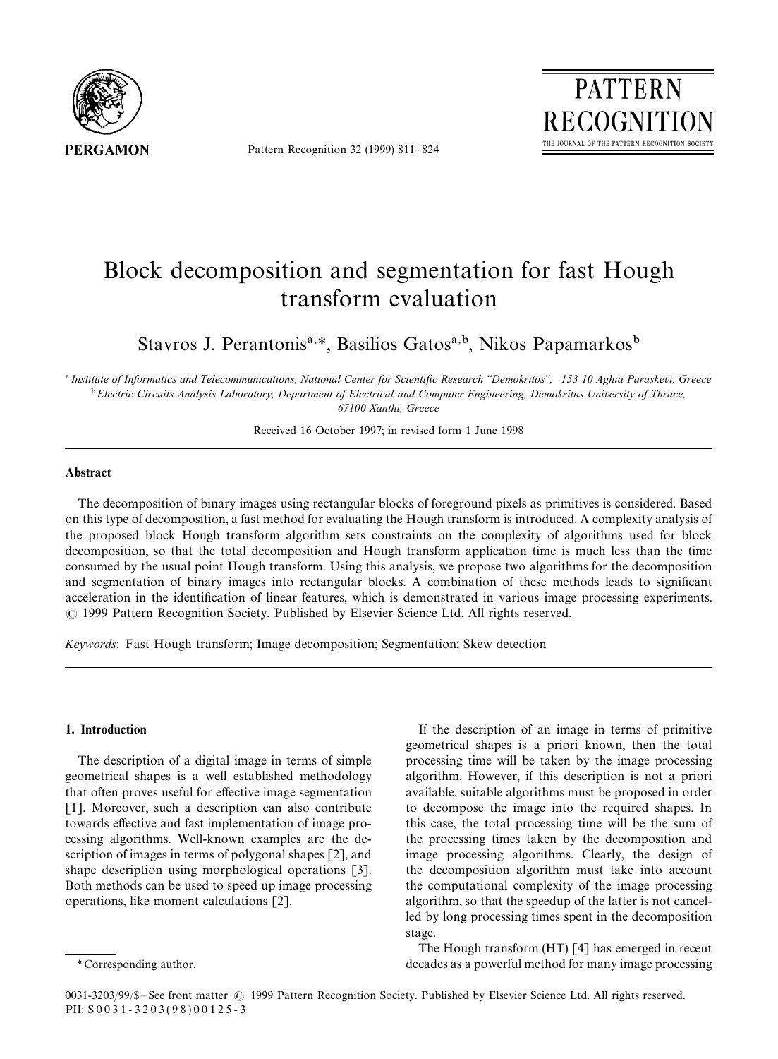# Block decomposition and segmentation for fast Hough transform evaluation

Stavros J. Perantonis[a,*], Basilios Gatos[a,b], Nikos Papamarkos[b]

[a] Institute of Informatics and Telecommunications, National Center for Scientific Research "Demokritos", 153 10 Aghia Paraskevi, Greece
[b] Electric Circuits Analysis Laboratory, Department of Electrical and Computer Engineering, Demokritus University of Thrace, 67100 Xanthi, Greece

Received 16 October 1997; in revised form 1 June 1998

## Abstract

The decomposition of binary images using rectangular blocks of foreground pixels as primitives is considered. Based on this type of decomposition, a fast method for evaluating the Hough transform is introduced. A complexity analysis of the proposed block Hough transform algorithm sets constraints on the complexity of algorithms used for block decomposition, so that the total decomposition and Hough transform application time is much less than the time consumed by the usual point Hough transform. Using this analysis, we propose two algorithms for the decomposition and segmentation of binary images into rectangular blocks. A combination of these methods leads to significant acceleration in the identification of linear features, which is demonstrated in various image processing experiments. © 1999 Pattern Recognition Society. Published by Elsevier Science Ltd. All rights reserved.

*Keywords*: Fast Hough transform; Image decomposition; Segmentation; Skew detection

## 1. Introduction

The description of a digital image in terms of simple geometrical shapes is a well established methodology that often proves useful for effective image segmentation [1]. Moreover, such a description can also contribute towards effective and fast implementation of image processing algorithms. Well-known examples are the description of images in terms of polygonal shapes [2], and shape description using morphological operations [3]. Both methods can be used to speed up image processing operations, like moment calculations [2].

If the description of an image in terms of primitive geometrical shapes is a priori known, then the total processing time will be taken by the image processing algorithm. However, if this description is not a priori available, suitable algorithms must be proposed in order to decompose the image into the required shapes. In this case, the total processing time will be the sum of the processing times taken by the decomposition and image processing algorithms. Clearly, the design of the decomposition algorithm must take into account the computational complexity of the image processing algorithm, so that the speedup of the latter is not cancelled by long processing times spent in the decomposition stage.

The Hough transform (HT) [4] has emerged in recent decades as a powerful method for many image processing

\* Corresponding author.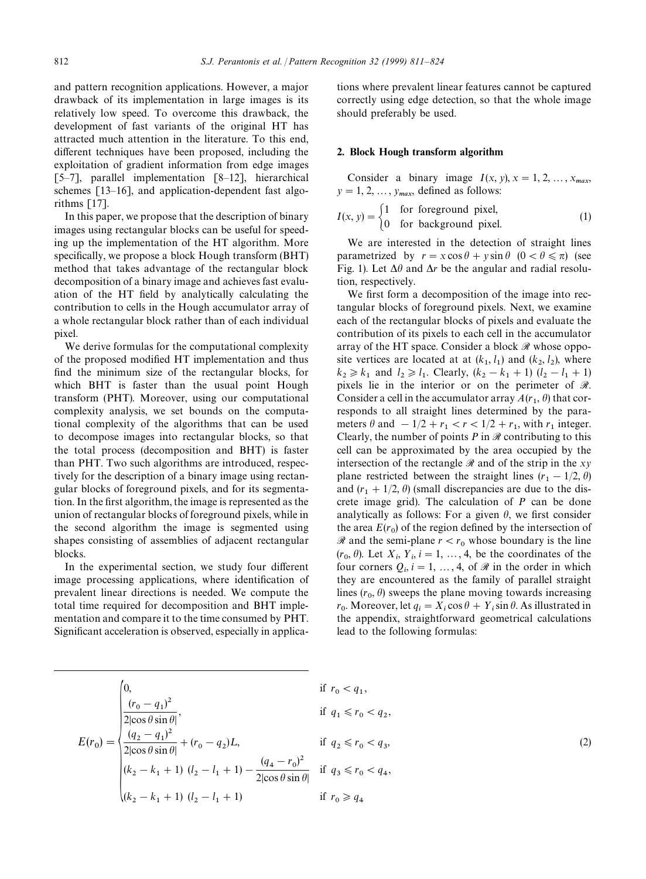and pattern recognition applications. However, a major drawback of its implementation in large images is its relatively low speed. To overcome this drawback, the development of fast variants of the original HT has attracted much attention in the literature. To this end, different techniques have been proposed, including the exploitation of gradient information from edge images [5–7], parallel implementation [8–12], hierarchical schemes [13–16], and application-dependent fast algorithms [17].

In this paper, we propose that the description of binary images using rectangular blocks can be useful for speeding up the implementation of the HT algorithm. More specifically, we propose a block Hough transform (BHT) method that takes advantage of the rectangular block decomposition of a binary image and achieves fast evaluation of the HT field by analytically calculating the contribution to cells in the Hough accumulator array of a whole rectangular block rather than of each individual pixel.

We derive formulas for the computational complexity of the proposed modified HT implementation and thus find the minimum size of the rectangular blocks, for which BHT is faster than the usual point Hough transform (PHT). Moreover, using our computational complexity analysis, we set bounds on the computational complexity of the algorithms that can be used to decompose images into rectangular blocks, so that the total process (decomposition and BHT) is faster than PHT. Two such algorithms are introduced, respectively for the description of a binary image using rectangular blocks of foreground pixels, and for its segmentation. In the first algorithm, the image is represented as the union of rectangular blocks of foreground pixels, while in the second algorithm the image is segmented using shapes consisting of assemblies of adjacent rectangular blocks.

In the experimental section, we study four different image processing applications, where identification of prevalent linear directions is needed. We compute the total time required for decomposition and BHT implementation and compare it to the time consumed by PHT. Significant acceleration is observed, especially in applications where prevalent linear features cannot be captured correctly using edge detection, so that the whole image should preferably be used.

## 2. Block Hough transform algorithm

Consider a binary image $I(x, y)$, $x = 1, 2, \ldots, x_{max}$, $y = 1, 2, \ldots, y_{max}$, defined as follows:

$$I(x, y) = \begin{cases} 1 & \text{for foreground pixel,} \\ 0 & \text{for background pixel.} \end{cases} \quad (1)$$

We are interested in the detection of straight lines parametrized by $r = x\cos\theta + y\sin\theta$ $(0 < \theta \leqslant \pi)$ (see Fig. 1). Let $\Delta\theta$ and $\Delta r$ be the angular and radial resolution, respectively.

We first form a decomposition of the image into rectangular blocks of foreground pixels. Next, we examine each of the rectangular blocks of pixels and evaluate the contribution of its pixels to each cell in the accumulator array of the HT space. Consider a block $\mathscr{R}$ whose opposite vertices are located at at $(k_1, l_1)$ and $(k_2, l_2)$, where $k_2 \geqslant k_1$ and $l_2 \geqslant l_1$. Clearly, $(k_2 - k_1 + 1)\ (l_2 - l_1 + 1)$ pixels lie in the interior or on the perimeter of $\mathscr{R}$. Consider a cell in the accumulator array $A(r_1, \theta)$ that corresponds to all straight lines determined by the parameters $\theta$ and $-1/2 + r_1 < r < 1/2 + r_1$, with $r_1$ integer. Clearly, the number of points $P$ in $\mathscr{R}$ contributing to this cell can be approximated by the area occupied by the intersection of the rectangle $\mathscr{R}$ and of the strip in the $xy$ plane restricted between the straight lines $(r_1 - 1/2, \theta)$ and $(r_1 + 1/2, \theta)$ (small discrepancies are due to the discrete image grid). The calculation of $P$ can be done analytically as follows: For a given $\theta$, we first consider the area $E(r_0)$ of the region defined by the intersection of $\mathscr{R}$ and the semi-plane $r < r_0$ whose boundary is the line $(r_0, \theta)$. Let $X_i$, $Y_i$, $i = 1, \ldots, 4$, be the coordinates of the four corners $Q_i$, $i = 1, \ldots, 4$, of $\mathscr{R}$ in the order in which they are encountered as the family of parallel straight lines $(r_0, \theta)$ sweeps the plane moving towards increasing $r_0$. Moreover, let $q_i = X_i\cos\theta + Y_i\sin\theta$. As illustrated in the appendix, straightforward geometrical calculations lead to the following formulas:

$$E(r_0) = \begin{cases} 0, & \text{if } r_0 < q_1, \\ \dfrac{(r_0 - q_1)^2}{2|\cos\theta\sin\theta|}, & \text{if } q_1 \leqslant r_0 < q_2, \\ \dfrac{(q_2 - q_1)^2}{2|\cos\theta\sin\theta|} + (r_0 - q_2)L, & \text{if } q_2 \leqslant r_0 < q_3, \\ (k_2 - k_1 + 1)\ (l_2 - l_1 + 1) - \dfrac{(q_4 - r_0)^2}{2|\cos\theta\sin\theta|} & \text{if } q_3 \leqslant r_0 < q_4, \\ (k_2 - k_1 + 1)\ (l_2 - l_1 + 1) & \text{if } r_0 \geqslant q_4 \end{cases} \quad (2)$$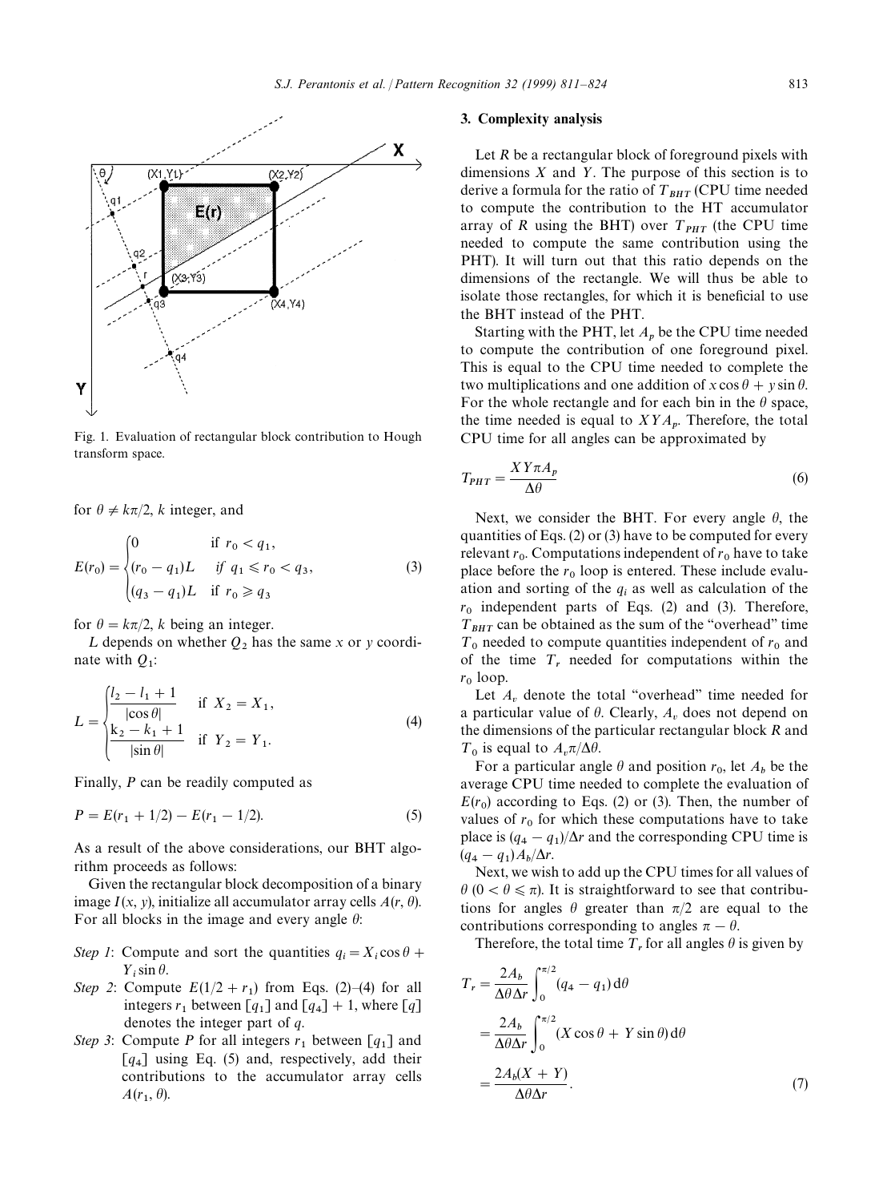Fig. 1. Evaluation of rectangular block contribution to Hough transform space.

for $\theta \neq k\pi/2$, $k$ integer, and

$$E(r_0) = \begin{cases} 0 & \text{if } r_0 < q_1, \\ (r_0 - q_1)L & \text{if } q_1 \leqslant r_0 < q_3, \\ (q_3 - q_1)L & \text{if } r_0 \geqslant q_3 \end{cases} \tag{3}$$

for $\theta = k\pi/2$, $k$ being an integer.

$L$ depends on whether $Q_2$ has the same $x$ or $y$ coordinate with $Q_1$:

$$L = \begin{cases} \dfrac{l_2 - l_1 + 1}{|\cos\theta|} & \text{if } X_2 = X_1, \\ \dfrac{k_2 - k_1 + 1}{|\sin\theta|} & \text{if } Y_2 = Y_1. \end{cases} \tag{4}$$

Finally, $P$ can be readily computed as

$$P = E(r_1 + 1/2) - E(r_1 - 1/2). \tag{5}$$

As a result of the above considerations, our BHT algorithm proceeds as follows:

Given the rectangular block decomposition of a binary image $I(x, y)$, initialize all accumulator array cells $A(r, \theta)$. For all blocks in the image and every angle $\theta$:

*Step 1*: Compute and sort the quantities $q_i = X_i \cos\theta + Y_i \sin\theta$.

*Step 2*: Compute $E(1/2 + r_1)$ from Eqs. (2)–(4) for all integers $r_1$ between $[q_1]$ and $[q_4] + 1$, where $[q]$ denotes the integer part of $q$.

*Step 3*: Compute $P$ for all integers $r_1$ between $[q_1]$ and $[q_4]$ using Eq. (5) and, respectively, add their contributions to the accumulator array cells $A(r_1, \theta)$.

## 3. Complexity analysis

Let $R$ be a rectangular block of foreground pixels with dimensions $X$ and $Y$. The purpose of this section is to derive a formula for the ratio of $T_{BHT}$ (CPU time needed to compute the contribution to the HT accumulator array of $R$ using the BHT) over $T_{PHT}$ (the CPU time needed to compute the same contribution using the PHT). It will turn out that this ratio depends on the dimensions of the rectangle. We will thus be able to isolate those rectangles, for which it is beneficial to use the BHT instead of the PHT.

Starting with the PHT, let $A_p$ be the CPU time needed to compute the contribution of one foreground pixel. This is equal to the CPU time needed to complete the two multiplications and one addition of $x\cos\theta + y\sin\theta$. For the whole rectangle and for each bin in the $\theta$ space, the time needed is equal to $XYA_p$. Therefore, the total CPU time for all angles can be approximated by

$$T_{PHT} = \frac{XY\pi A_p}{\Delta\theta} \tag{6}$$

Next, we consider the BHT. For every angle $\theta$, the quantities of Eqs. (2) or (3) have to be computed for every relevant $r_0$. Computations independent of $r_0$ have to take place before the $r_0$ loop is entered. These include evaluation and sorting of the $q_i$ as well as calculation of the $r_0$ independent parts of Eqs. (2) and (3). Therefore, $T_{BHT}$ can be obtained as the sum of the "overhead" time $T_0$ needed to compute quantities independent of $r_0$ and of the time $T_r$ needed for computations within the $r_0$ loop.

Let $A_v$ denote the total "overhead" time needed for a particular value of $\theta$. Clearly, $A_v$ does not depend on the dimensions of the particular rectangular block $R$ and $T_0$ is equal to $A_v\pi/\Delta\theta$.

For a particular angle $\theta$ and position $r_0$, let $A_b$ be the average CPU time needed to complete the evaluation of $E(r_0)$ according to Eqs. (2) or (3). Then, the number of values of $r_0$ for which these computations have to take place is $(q_4 - q_1)/\Delta r$ and the corresponding CPU time is $(q_4 - q_1)A_b/\Delta r$.

Next, we wish to add up the CPU times for all values of $\theta$ $(0 < \theta \leqslant \pi)$. It is straightforward to see that contributions for angles $\theta$ greater than $\pi/2$ are equal to the contributions corresponding to angles $\pi - \theta$.

Therefore, the total time $T_r$ for all angles $\theta$ is given by

$$\begin{aligned} T_r &= \frac{2A_b}{\Delta\theta\Delta r}\int_0^{\pi/2}(q_4 - q_1)\,\mathrm{d}\theta \\ &= \frac{2A_b}{\Delta\theta\Delta r}\int_0^{\pi/2}(X\cos\theta + Y\sin\theta)\,\mathrm{d}\theta \\ &= \frac{2A_b(X+Y)}{\Delta\theta\Delta r}. \end{aligned} \tag{7}$$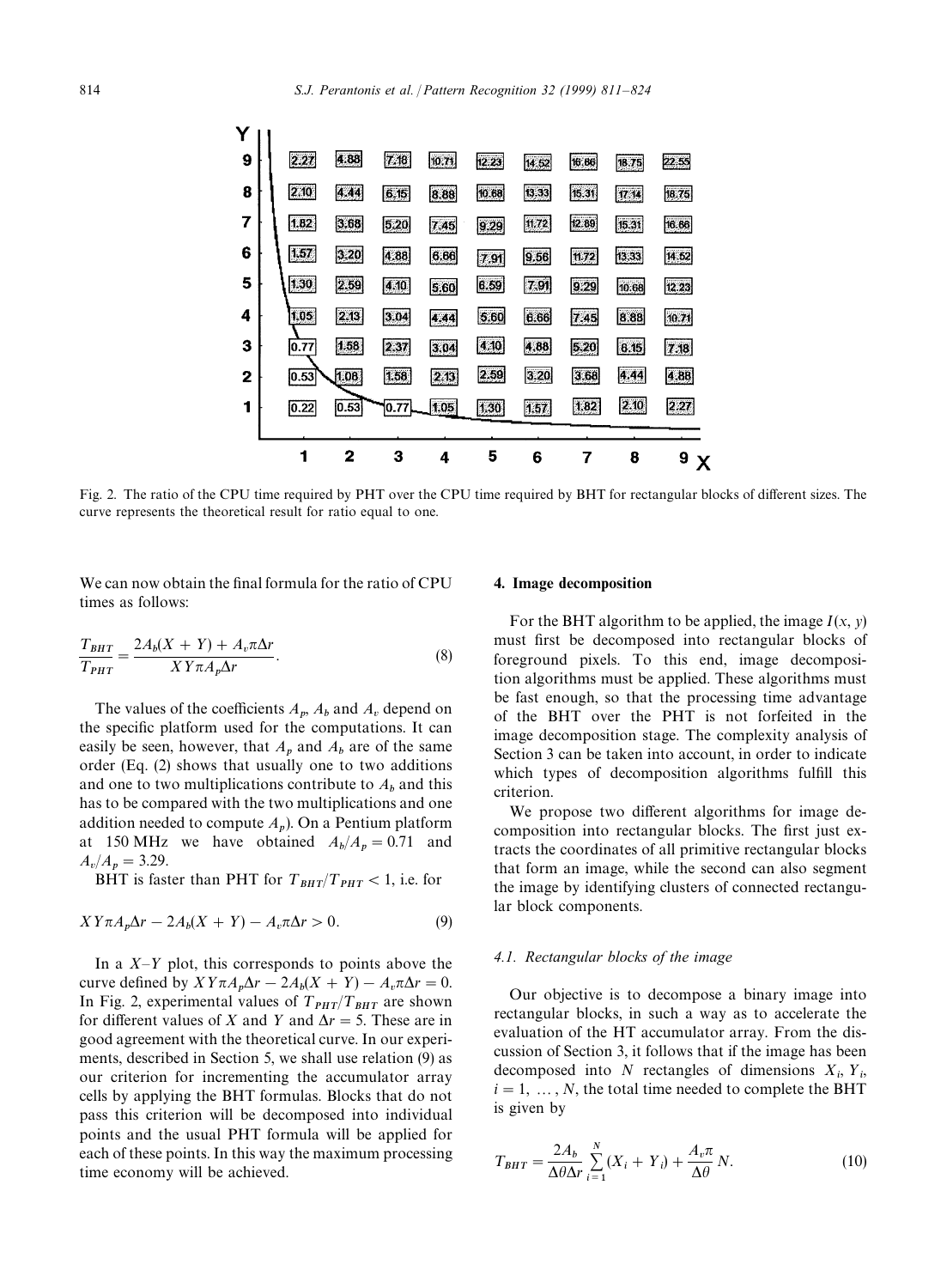| Y | | | | | | | | | |
|---|---|---|---|---|---|---|---|---|---|
| 9 | 2.27 | 4.88 | 7.18 | 10.71 | 12.23 | 14.52 | 16.86 | 18.75 | 22.55 |
| 8 | 2.10 | 4.44 | 6.15 | 8.88 | 10.68 | 13.33 | 15.31 | 17.14 | 18.75 |
| 7 | 1.82 | 3.68 | 5.20 | 7.45 | 9.29 | 11.72 | 12.89 | 15.31 | 16.86 |
| 6 | 1.57 | 3.20 | 4.88 | 6.66 | 7.91 | 9.56 | 11.72 | 13.33 | 14.52 |
| 5 | 1.30 | 2.59 | 4.10 | 5.60 | 6.59 | 7.91 | 9.29 | 10.68 | 12.23 |
| 4 | 1.05 | 2.13 | 3.04 | 4.44 | 5.60 | 6.66 | 7.45 | 8.88 | 10.71 |
| 3 | 0.77 | 1.58 | 2.37 | 3.04 | 4.10 | 4.88 | 5.20 | 6.15 | 7.18 |
| 2 | 0.53 | 1.08 | 1.58 | 2.13 | 2.59 | 3.20 | 3.68 | 4.44 | 4.88 |
| 1 | 0.22 | 0.53 | 0.77 | 1.05 | 1.30 | 1.57 | 1.82 | 2.10 | 2.27 |
| | 1 | 2 | 3 | 4 | 5 | 6 | 7 | 8 | 9 X |

Fig. 2. The ratio of the CPU time required by PHT over the CPU time required by BHT for rectangular blocks of different sizes. The curve represents the theoretical result for ratio equal to one.

We can now obtain the final formula for the ratio of CPU times as follows:

$$\frac{T_{BHT}}{T_{PHT}} = \frac{2A_b(X+Y) + A_v \pi \Delta r}{XY\pi A_p \Delta r}. \tag{8}$$

The values of the coefficients $A_p$, $A_b$ and $A_v$ depend on the specific platform used for the computations. It can easily be seen, however, that $A_p$ and $A_b$ are of the same order (Eq. (2) shows that usually one to two additions and one to two multiplications contribute to $A_b$ and this has to be compared with the two multiplications and one addition needed to compute $A_p$). On a Pentium platform at 150 MHz we have obtained $A_b/A_p = 0.71$ and $A_v/A_p = 3.29$.

BHT is faster than PHT for $T_{BHT}/T_{PHT} < 1$, i.e. for

$$XY\pi A_p \Delta r - 2A_b(X+Y) - A_v \pi \Delta r > 0. \tag{9}$$

In a $X$–$Y$ plot, this corresponds to points above the curve defined by $XY\pi A_p \Delta r - 2A_b(X+Y) - A_v \pi \Delta r = 0$. In Fig. 2, experimental values of $T_{PHT}/T_{BHT}$ are shown for different values of $X$ and $Y$ and $\Delta r = 5$. These are in good agreement with the theoretical curve. In our experiments, described in Section 5, we shall use relation (9) as our criterion for incrementing the accumulator array cells by applying the BHT formulas. Blocks that do not pass this criterion will be decomposed into individual points and the usual PHT formula will be applied for each of these points. In this way the maximum processing time economy will be achieved.

## 4. Image decomposition

For the BHT algorithm to be applied, the image $I(x, y)$ must first be decomposed into rectangular blocks of foreground pixels. To this end, image decomposition algorithms must be applied. These algorithms must be fast enough, so that the processing time advantage of the BHT over the PHT is not forfeited in the image decomposition stage. The complexity analysis of Section 3 can be taken into account, in order to indicate which types of decomposition algorithms fulfill this criterion.

We propose two different algorithms for image decomposition into rectangular blocks. The first just extracts the coordinates of all primitive rectangular blocks that form an image, while the second can also segment the image by identifying clusters of connected rectangular block components.

### 4.1. Rectangular blocks of the image

Our objective is to decompose a binary image into rectangular blocks, in such a way as to accelerate the evaluation of the HT accumulator array. From the discussion of Section 3, it follows that if the image has been decomposed into $N$ rectangles of dimensions $X_i$, $Y_i$, $i = 1, \ldots, N$, the total time needed to complete the BHT is given by

$$T_{BHT} = \frac{2A_b}{\Delta\theta \Delta r} \sum_{i=1}^{N} (X_i + Y_i) + \frac{A_v \pi}{\Delta\theta} N. \tag{10}$$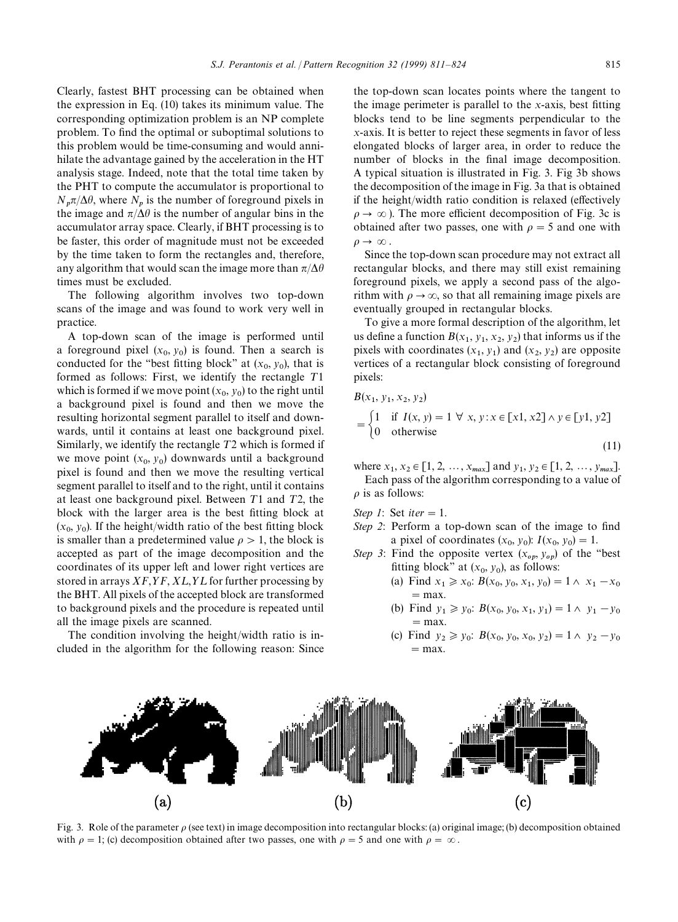Clearly, fastest BHT processing can be obtained when the expression in Eq. (10) takes its minimum value. The corresponding optimization problem is an NP complete problem. To find the optimal or suboptimal solutions to this problem would be time-consuming and would annihilate the advantage gained by the acceleration in the HT analysis stage. Indeed, note that the total time taken by the PHT to compute the accumulator is proportional to $N_p \pi / \Delta\theta$, where $N_p$ is the number of foreground pixels in the image and $\pi/\Delta\theta$ is the number of angular bins in the accumulator array space. Clearly, if BHT processing is to be faster, this order of magnitude must not be exceeded by the time taken to form the rectangles and, therefore, any algorithm that would scan the image more than $\pi/\Delta\theta$ times must be excluded.

The following algorithm involves two top-down scans of the image and was found to work very well in practice.

A top-down scan of the image is performed until a foreground pixel $(x_0, y_0)$ is found. Then a search is conducted for the "best fitting block" at $(x_0, y_0)$, that is formed as follows: First, we identify the rectangle $T1$ which is formed if we move point $(x_0, y_0)$ to the right until a background pixel is found and then we move the resulting horizontal segment parallel to itself and downwards, until it contains at least one background pixel. Similarly, we identify the rectangle $T2$ which is formed if we move point $(x_0, y_0)$ downwards until a background pixel is found and then we move the resulting vertical segment parallel to itself and to the right, until it contains at least one background pixel. Between $T1$ and $T2$, the block with the larger area is the best fitting block at $(x_0, y_0)$. If the height/width ratio of the best fitting block is smaller than a predetermined value $\rho > 1$, the block is accepted as part of the image decomposition and the coordinates of its upper left and lower right vertices are stored in arrays $XF, YF, XL, YL$ for further processing by the BHT. All pixels of the accepted block are transformed to background pixels and the procedure is repeated until all the image pixels are scanned.

The condition involving the height/width ratio is included in the algorithm for the following reason: Since the top-down scan locates points where the tangent to the image perimeter is parallel to the $x$-axis, best fitting blocks tend to be line segments perpendicular to the $x$-axis. It is better to reject these segments in favor of less elongated blocks of larger area, in order to reduce the number of blocks in the final image decomposition. A typical situation is illustrated in Fig. 3. Fig 3b shows the decomposition of the image in Fig. 3a that is obtained if the height/width ratio condition is relaxed (effectively $\rho \to \infty$). The more efficient decomposition of Fig. 3c is obtained after two passes, one with $\rho = 5$ and one with $\rho \to \infty$.

Since the top-down scan procedure may not extract all rectangular blocks, and there may still exist remaining foreground pixels, we apply a second pass of the algorithm with $\rho \to \infty$, so that all remaining image pixels are eventually grouped in rectangular blocks.

To give a more formal description of the algorithm, let us define a function $B(x_1, y_1, x_2, y_2)$ that informs us if the pixels with coordinates $(x_1, y_1)$ and $(x_2, y_2)$ are opposite vertices of a rectangular block consisting of foreground pixels:

$$B(x_1, y_1, x_2, y_2) = \begin{cases} 1 & \text{if } I(x, y) = 1 \ \forall \ x, y : x \in [x1, x2] \wedge y \in [y1, y2] \\ 0 & \text{otherwise} \end{cases} \tag{11}$$

where $x_1, x_2 \in [1, 2, \ldots, x_{max}]$ and $y_1, y_2 \in [1, 2, \ldots, y_{max}]$.

Each pass of the algorithm corresponding to a value of $\rho$ is as follows:

*Step 1*: Set $iter = 1$.

*Step 2*: Perform a top-down scan of the image to find a pixel of coordinates $(x_0, y_0)$: $I(x_0, y_0) = 1$.

*Step 3*: Find the opposite vertex $(x_{op}, y_{op})$ of the "best fitting block" at $(x_0, y_0)$, as follows:

- (a) Find $x_1 \geqslant x_0$: $B(x_0, y_0, x_1, y_0) = 1 \wedge x_1 - x_0 = \max$.
- (b) Find $y_1 \geqslant y_0$: $B(x_0, y_0, x_1, y_1) = 1 \wedge y_1 - y_0 = \max$.
- (c) Find $y_2 \geqslant y_0$: $B(x_0, y_0, x_0, y_2) = 1 \wedge y_2 - y_0 = \max$.

Fig. 3. Role of the parameter $\rho$ (see text) in image decomposition into rectangular blocks: (a) original image; (b) decomposition obtained with $\rho = 1$; (c) decomposition obtained after two passes, one with $\rho = 5$ and one with $\rho = \infty$.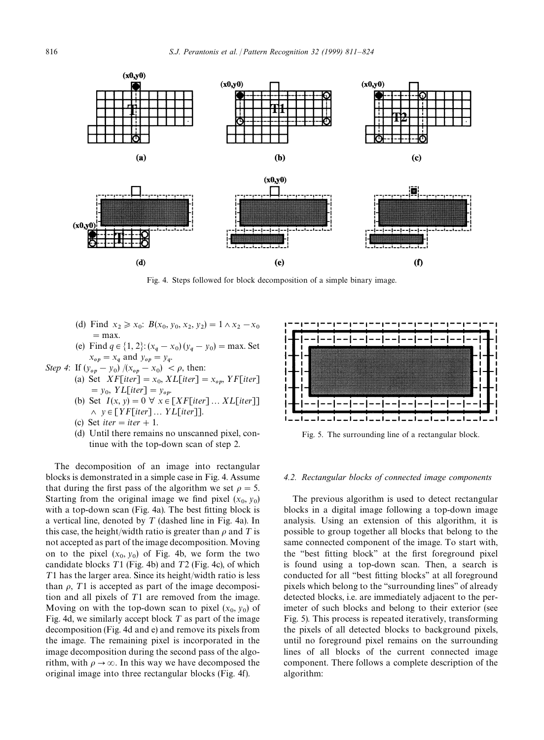Fig. 4. Steps followed for block decomposition of a simple binary image.

(d) Find $x_2 \geqslant x_0$: $B(x_0, y_0, x_2, y_2) = 1 \wedge x_2 - x_0 = \max$.

(e) Find $q \in \{1, 2\}$: $(x_q - x_0)(y_q - y_0) = \max$. Set $x_{op} = x_q$ and $y_{op} = y_q$.

*Step 4*: If $(y_{op} - y_0)/(x_{op} - x_0) < \rho$, then:

(a) Set $XF[iter] = x_0$, $XL[iter] = x_{op}$, $YF[iter] = y_0$, $YL[iter] = y_{op}$.

(b) Set $I(x, y) = 0 \; \forall \; x \in [XF[iter] \ldots XL[iter]] \wedge y \in [YF[iter] \ldots YL[iter]]$.

(c) Set $iter = iter + 1$.

(d) Until there remains no unscanned pixel, continue with the top-down scan of step 2.

The decomposition of an image into rectangular blocks is demonstrated in a simple case in Fig. 4. Assume that during the first pass of the algorithm we set $\rho = 5$. Starting from the original image we find pixel $(x_0, y_0)$ with a top-down scan (Fig. 4a). The best fitting block is a vertical line, denoted by $T$ (dashed line in Fig. 4a). In this case, the height/width ratio is greater than $\rho$ and $T$ is not accepted as part of the image decomposition. Moving on to the pixel $(x_0, y_0)$ of Fig. 4b, we form the two candidate blocks $T1$ (Fig. 4b) and $T2$ (Fig. 4c), of which $T1$ has the larger area. Since its height/width ratio is less than $\rho$, $T1$ is accepted as part of the image decomposition and all pixels of $T1$ are removed from the image. Moving on with the top-down scan to pixel $(x_0, y_0)$ of Fig. 4d, we similarly accept block $T$ as part of the image decomposition (Fig. 4d and e) and remove its pixels from the image. The remaining pixel is incorporated in the image decomposition during the second pass of the algorithm, with $\rho \to \infty$. In this way we have decomposed the original image into three rectangular blocks (Fig. 4f).

Fig. 5. The surrounding line of a rectangular block.

### 4.2. Rectangular blocks of connected image components

The previous algorithm is used to detect rectangular blocks in a digital image following a top-down image analysis. Using an extension of this algorithm, it is possible to group together all blocks that belong to the same connected component of the image. To start with, the "best fitting block" at the first foreground pixel is found using a top-down scan. Then, a search is conducted for all "best fitting blocks" at all foreground pixels which belong to the "surrounding lines" of already detected blocks, i.e. are immediately adjacent to the perimeter of such blocks and belong to their exterior (see Fig. 5). This process is repeated iteratively, transforming the pixels of all detected blocks to background pixels, until no foreground pixel remains on the surrounding lines of all blocks of the current connected image component. There follows a complete description of the algorithm: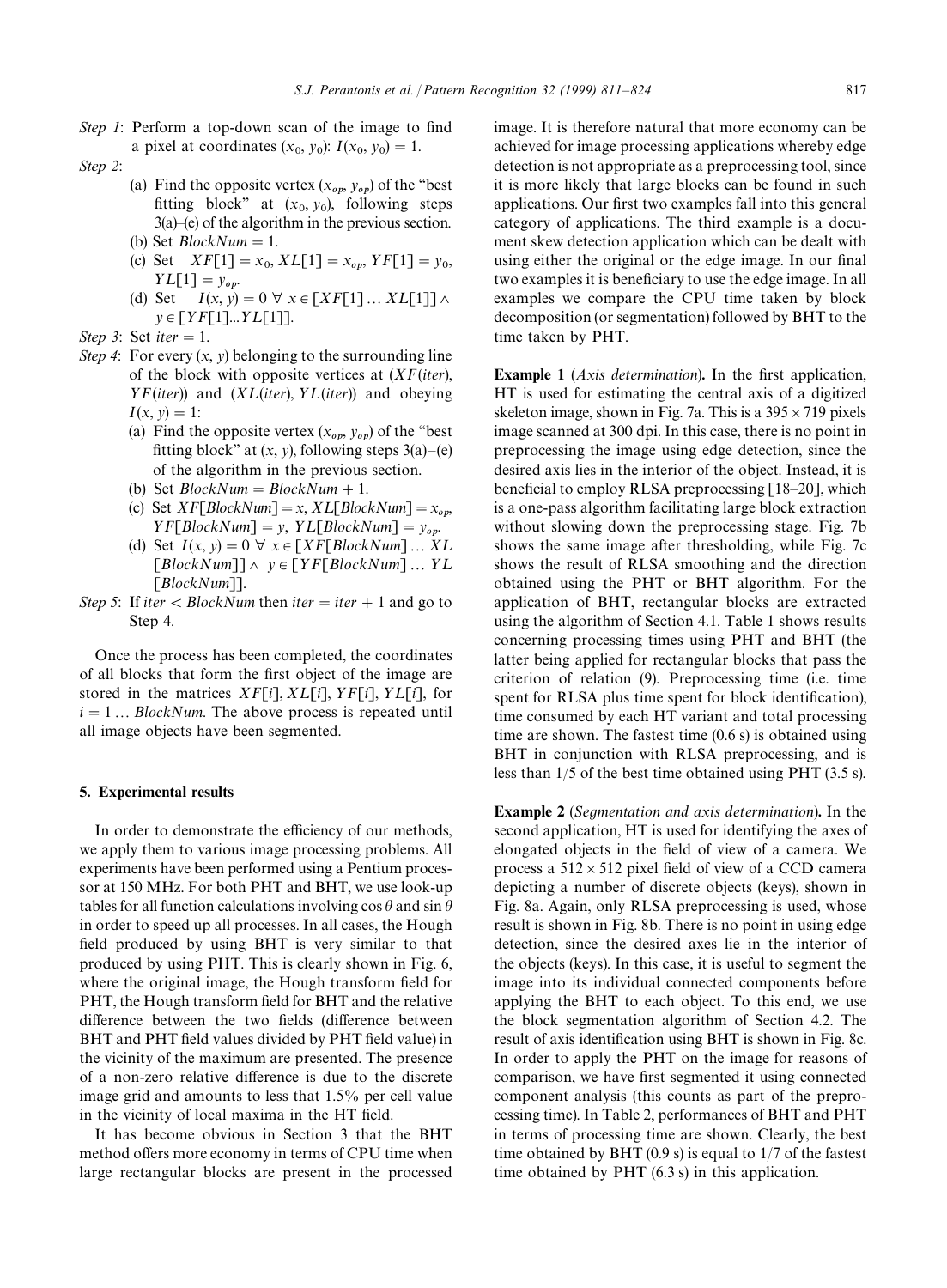*Step 1*: Perform a top-down scan of the image to find a pixel at coordinates $(x_0, y_0)$: $I(x_0, y_0) = 1$.

*Step 2*:

- (a) Find the opposite vertex $(x_{op}, y_{op})$ of the "best fitting block" at $(x_0, y_0)$, following steps 3(a)–(e) of the algorithm in the previous section.
- (b) Set $BlockNum = 1$.
- (c) Set $XF[1] = x_0$, $XL[1] = x_{op}$, $YF[1] = y_0$, $YL[1] = y_{op}$.
- (d) Set $I(x, y) = 0 \ \forall \ x \in [XF[1] \ldots XL[1]] \wedge y \in [YF[1] \ldots YL[1]]$.

*Step 3*: Set $iter = 1$.

*Step 4*: For every $(x, y)$ belonging to the surrounding line of the block with opposite vertices at $(XF(iter), YF(iter))$ and $(XL(iter), YL(iter))$ and obeying $I(x, y) = 1$:

- (a) Find the opposite vertex $(x_{op}, y_{op})$ of the "best fitting block" at $(x, y)$, following steps 3(a)–(e) of the algorithm in the previous section.
- (b) Set $BlockNum = BlockNum + 1$.
- (c) Set $XF[BlockNum] = x$, $XL[BlockNum] = x_{op}$, $YF[BlockNum] = y$, $YL[BlockNum] = y_{op}$.
- (d) Set $I(x, y) = 0 \ \forall \ x \in [XF[BlockNum] \ldots XL[BlockNum]] \wedge \ y \in [YF[BlockNum] \ldots YL[BlockNum]]$.

*Step 5*: If $iter < BlockNum$ then $iter = iter + 1$ and go to Step 4.

Once the process has been completed, the coordinates of all blocks that form the first object of the image are stored in the matrices $XF[i]$, $XL[i]$, $YF[i]$, $YL[i]$, for $i = 1 \ldots BlockNum$. The above process is repeated until all image objects have been segmented.

## 5. Experimental results

In order to demonstrate the efficiency of our methods, we apply them to various image processing problems. All experiments have been performed using a Pentium processor at 150 MHz. For both PHT and BHT, we use look-up tables for all function calculations involving $\cos\theta$ and $\sin\theta$ in order to speed up all processes. In all cases, the Hough field produced by using BHT is very similar to that produced by using PHT. This is clearly shown in Fig. 6, where the original image, the Hough transform field for PHT, the Hough transform field for BHT and the relative difference between the two fields (difference between BHT and PHT field values divided by PHT field value) in the vicinity of the maximum are presented. The presence of a non-zero relative difference is due to the discrete image grid and amounts to less that 1.5% per cell value in the vicinity of local maxima in the HT field.

It has become obvious in Section 3 that the BHT method offers more economy in terms of CPU time when large rectangular blocks are present in the processed image. It is therefore natural that more economy can be achieved for image processing applications whereby edge detection is not appropriate as a preprocessing tool, since it is more likely that large blocks can be found in such applications. Our first two examples fall into this general category of applications. The third example is a document skew detection application which can be dealt with using either the original or the edge image. In our final two examples it is beneficiary to use the edge image. In all examples we compare the CPU time taken by block decomposition (or segmentation) followed by BHT to the time taken by PHT.

**Example 1** (*Axis determination*)**.** In the first application, HT is used for estimating the central axis of a digitized skeleton image, shown in Fig. 7a. This is a $395 \times 719$ pixels image scanned at 300 dpi. In this case, there is no point in preprocessing the image using edge detection, since the desired axis lies in the interior of the object. Instead, it is beneficial to employ RLSA preprocessing [18–20], which is a one-pass algorithm facilitating large block extraction without slowing down the preprocessing stage. Fig. 7b shows the same image after thresholding, while Fig. 7c shows the result of RLSA smoothing and the direction obtained using the PHT or BHT algorithm. For the application of BHT, rectangular blocks are extracted using the algorithm of Section 4.1. Table 1 shows results concerning processing times using PHT and BHT (the latter being applied for rectangular blocks that pass the criterion of relation (9). Preprocessing time (i.e. time spent for RLSA plus time spent for block identification), time consumed by each HT variant and total processing time are shown. The fastest time (0.6 s) is obtained using BHT in conjunction with RLSA preprocessing, and is less than 1/5 of the best time obtained using PHT (3.5 s).

**Example 2** (*Segmentation and axis determination*)**.** In the second application, HT is used for identifying the axes of elongated objects in the field of view of a camera. We process a $512 \times 512$ pixel field of view of a CCD camera depicting a number of discrete objects (keys), shown in Fig. 8a. Again, only RLSA preprocessing is used, whose result is shown in Fig. 8b. There is no point in using edge detection, since the desired axes lie in the interior of the objects (keys). In this case, it is useful to segment the image into its individual connected components before applying the BHT to each object. To this end, we use the block segmentation algorithm of Section 4.2. The result of axis identification using BHT is shown in Fig. 8c. In order to apply the PHT on the image for reasons of comparison, we have first segmented it using connected component analysis (this counts as part of the preprocessing time). In Table 2, performances of BHT and PHT in terms of processing time are shown. Clearly, the best time obtained by BHT (0.9 s) is equal to 1/7 of the fastest time obtained by PHT (6.3 s) in this application.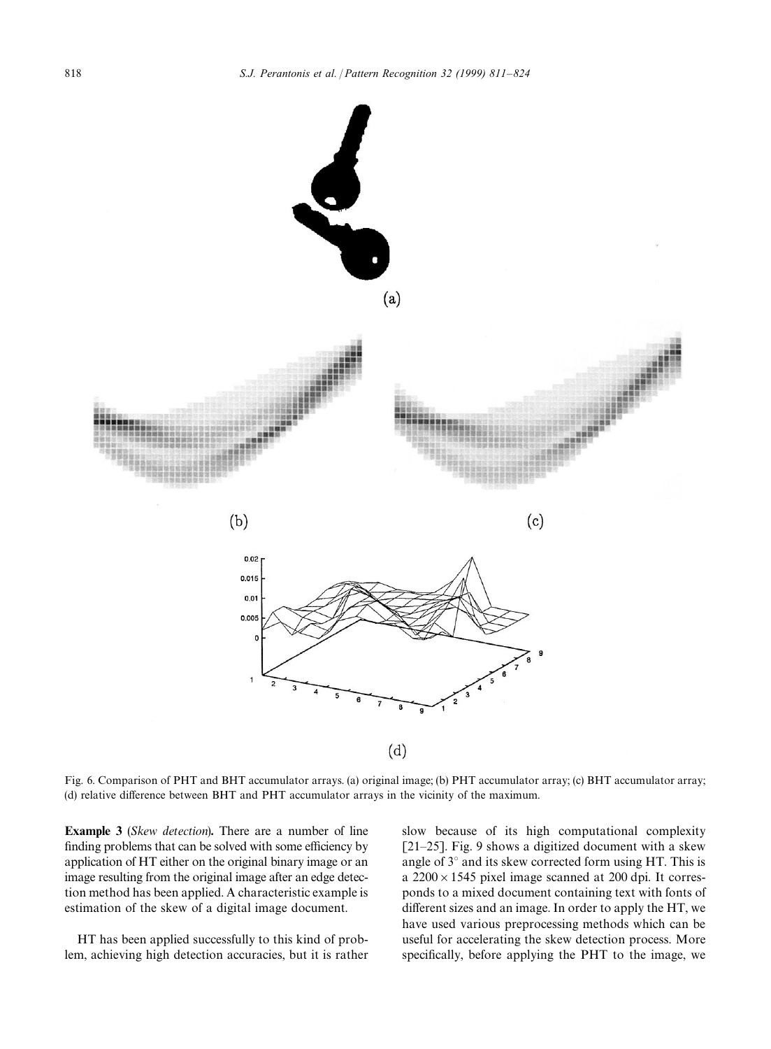Fig. 6. Comparison of PHT and BHT accumulator arrays. (a) original image; (b) PHT accumulator array; (c) BHT accumulator array; (d) relative difference between BHT and PHT accumulator arrays in the vicinity of the maximum.

**Example 3** (*Skew detection*). There are a number of line finding problems that can be solved with some efficiency by application of HT either on the original binary image or an image resulting from the original image after an edge detection method has been applied. A characteristic example is estimation of the skew of a digital image document.

HT has been applied successfully to this kind of problem, achieving high detection accuracies, but it is rather slow because of its high computational complexity [21–25]. Fig. 9 shows a digitized document with a skew angle of 3° and its skew corrected form using HT. This is a $2200 \times 1545$ pixel image scanned at 200 dpi. It corresponds to a mixed document containing text with fonts of different sizes and an image. In order to apply the HT, we have used various preprocessing methods which can be useful for accelerating the skew detection process. More specifically, before applying the PHT to the image, we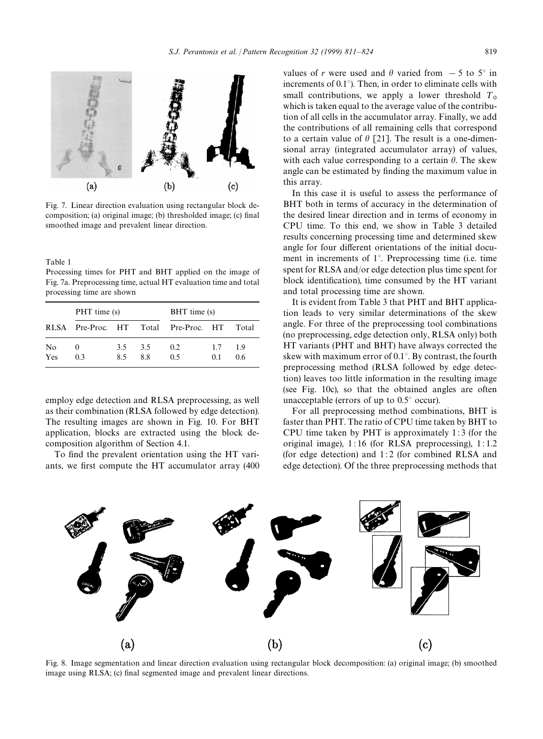Fig. 7. Linear direction evaluation using rectangular block decomposition; (a) original image; (b) thresholded image; (c) final smoothed image and prevalent linear direction.

Table 1
Processing times for PHT and BHT applied on the image of Fig. 7a. Preprocessing time, actual HT evaluation time and total processing time are shown

| | PHT time (s) | | | BHT time (s) | | |
|---|---|---|---|---|---|---|
| RLSA | Pre-Proc. | HT | Total | Pre-Proc. | HT | Total |
| No | 0 | 3.5 | 3.5 | 0.2 | 1.7 | 1.9 |
| Yes | 0.3 | 8.5 | 8.8 | 0.5 | 0.1 | 0.6 |

employ edge detection and RLSA preprocessing, as well as their combination (RLSA followed by edge detection). The resulting images are shown in Fig. 10. For BHT application, blocks are extracted using the block decomposition algorithm of Section 4.1.

To find the prevalent orientation using the HT variants, we first compute the HT accumulator array (400 values of $r$ were used and $\theta$ varied from $-5$ to $5°$ in increments of $0.1°$). Then, in order to eliminate cells with small contributions, we apply a lower threshold $T_0$ which is taken equal to the average value of the contribution of all cells in the accumulator array. Finally, we add the contributions of all remaining cells that correspond to a certain value of $\theta$ [21]. The result is a one-dimensional array (integrated accumulator array) of values, with each value corresponding to a certain $\theta$. The skew angle can be estimated by finding the maximum value in this array.

In this case it is useful to assess the performance of BHT both in terms of accuracy in the determination of the desired linear direction and in terms of economy in CPU time. To this end, we show in Table 3 detailed results concerning processing time and determined skew angle for four different orientations of the initial document in increments of $1°$. Preprocessing time (i.e. time spent for RLSA and/or edge detection plus time spent for block identification), time consumed by the HT variant and total processing time are shown.

It is evident from Table 3 that PHT and BHT application leads to very similar determinations of the skew angle. For three of the preprocessing tool combinations (no preprocessing, edge detection only, RLSA only) both HT variants (PHT and BHT) have always corrected the skew with maximum error of $0.1°$. By contrast, the fourth preprocessing method (RLSA followed by edge detection) leaves too little information in the resulting image (see Fig. 10c), so that the obtained angles are often unacceptable (errors of up to $0.5°$ occur).

For all preprocessing method combinations, BHT is faster than PHT. The ratio of CPU time taken by BHT to CPU time taken by PHT is approximately 1 : 3 (for the original image), 1 : 16 (for RLSA preprocessing), 1 : 1.2 (for edge detection) and 1 : 2 (for combined RLSA and edge detection). Of the three preprocessing methods that

Fig. 8. Image segmentation and linear direction evaluation using rectangular block decomposition: (a) original image; (b) smoothed image using RLSA; (c) final segmented image and prevalent linear directions.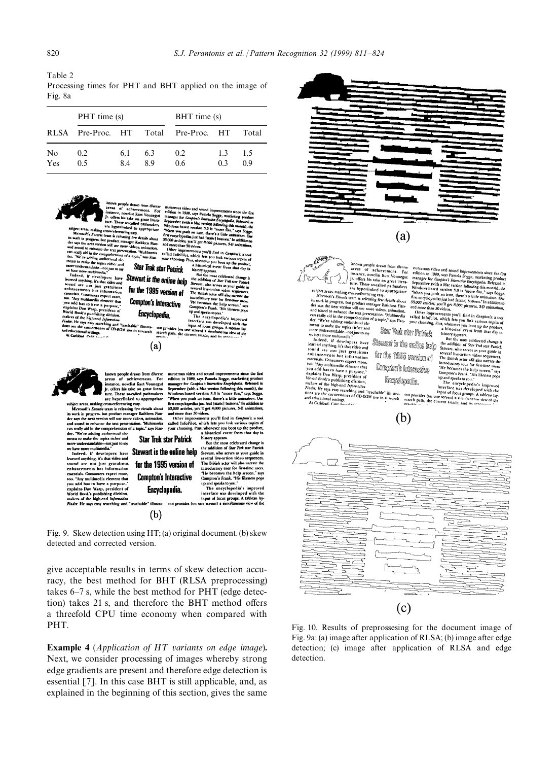Table 2
Processing times for PHT and BHT applied on the image of Fig. 8a

| | PHT time (s) | | | BHT time (s) | | |
|---|---|---|---|---|---|---|
| RLSA | Pre-Proc. | HT | Total | Pre-Proc. | HT | Total |
| No | 0.2 | 6.1 | 6.3 | 0.2 | 1.3 | 1.5 |
| Yes | 0.5 | 8.4 | 8.9 | 0.6 | 0.3 | 0.9 |

Fig. 9. Skew detection using HT; (a) original document. (b) skew detected and corrected version.

give acceptable results in terms of skew detection accuracy, the best method for BHT (RLSA preprocessing) takes 6–7 s, while the best method for PHT (edge detection) takes 21 s, and therefore the BHT method offers a threefold CPU time economy when compared with PHT.

**Example 4** (*Application of HT variants on edge image*). Next, we consider processing of images whereby strong edge gradients are present and therefore edge detection is essential [7]. In this case BHT is still applicable, and, as explained in the beginning of this section, gives the same

Fig. 10. Results of prepprossesing for the document image of Fig. 9a: (a) image after application of RLSA; (b) image after edge detection; (c) image after application of RLSA and edge detection.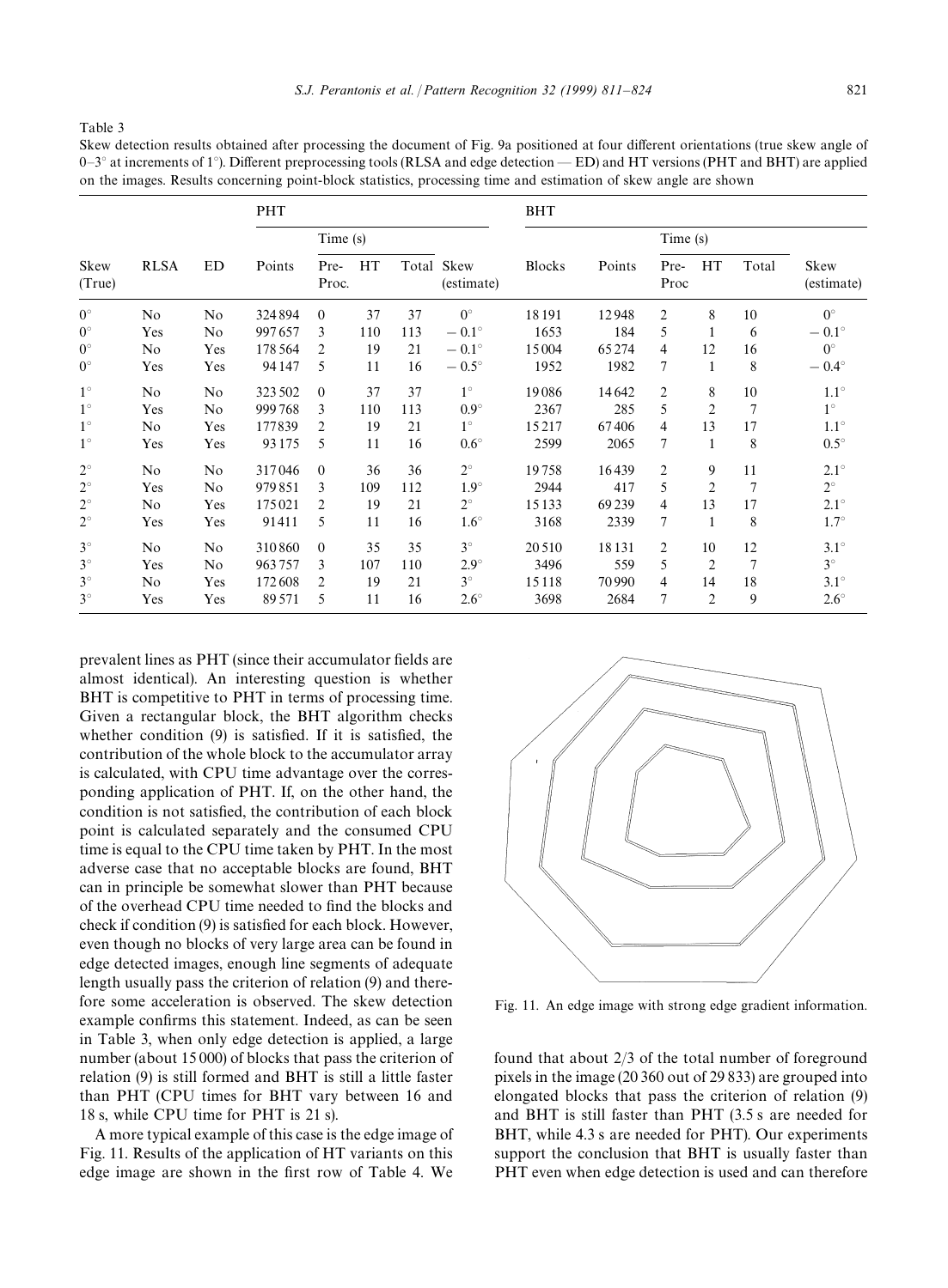Table 3

Skew detection results obtained after processing the document of Fig. 9a positioned at four different orientations (true skew angle of 0–3° at increments of 1°). Different preprocessing tools (RLSA and edge detection — ED) and HT versions (PHT and BHT) are applied on the images. Results concerning point-block statistics, processing time and estimation of skew angle are shown

| | | | PHT | | | | | BHT | | | | | |
|---|---|---|---|---|---|---|---|---|---|---|---|---|---|
| | | | | Time (s) | | | | | | Time (s) | | | |
| Skew (True) | RLSA | ED | Points | Pre-Proc. | HT | Total | Skew (estimate) | Blocks | Points | Pre-Proc | HT | Total | Skew (estimate) |
| 0° | No | No | 324894 | 0 | 37 | 37 | 0° | 18191 | 12948 | 2 | 8 | 10 | 0° |
| 0° | Yes | No | 997657 | 3 | 110 | 113 | −0.1° | 1653 | 184 | 5 | 1 | 6 | −0.1° |
| 0° | No | Yes | 178564 | 2 | 19 | 21 | −0.1° | 15004 | 65274 | 4 | 12 | 16 | 0° |
| 0° | Yes | Yes | 94147 | 5 | 11 | 16 | −0.5° | 1952 | 1982 | 7 | 1 | 8 | −0.4° |
| 1° | No | No | 323502 | 0 | 37 | 37 | 1° | 19086 | 14642 | 2 | 8 | 10 | 1.1° |
| 1° | Yes | No | 999768 | 3 | 110 | 113 | 0.9° | 2367 | 285 | 5 | 2 | 7 | 1° |
| 1° | No | Yes | 177839 | 2 | 19 | 21 | 1° | 15217 | 67406 | 4 | 13 | 17 | 1.1° |
| 1° | Yes | Yes | 93175 | 5 | 11 | 16 | 0.6° | 2599 | 2065 | 7 | 1 | 8 | 0.5° |
| 2° | No | No | 317046 | 0 | 36 | 36 | 2° | 19758 | 16439 | 2 | 9 | 11 | 2.1° |
| 2° | Yes | No | 979851 | 3 | 109 | 112 | 1.9° | 2944 | 417 | 5 | 2 | 7 | 2° |
| 2° | No | Yes | 175021 | 2 | 19 | 21 | 2° | 15133 | 69239 | 4 | 13 | 17 | 2.1° |
| 2° | Yes | Yes | 91411 | 5 | 11 | 16 | 1.6° | 3168 | 2339 | 7 | 1 | 8 | 1.7° |
| 3° | No | No | 310860 | 0 | 35 | 35 | 3° | 20510 | 18131 | 2 | 10 | 12 | 3.1° |
| 3° | Yes | No | 963757 | 3 | 107 | 110 | 2.9° | 3496 | 559 | 5 | 2 | 7 | 3° |
| 3° | No | Yes | 172608 | 2 | 19 | 21 | 3° | 15118 | 70990 | 4 | 14 | 18 | 3.1° |
| 3° | Yes | Yes | 89571 | 5 | 11 | 16 | 2.6° | 3698 | 2684 | 7 | 2 | 9 | 2.6° |

prevalent lines as PHT (since their accumulator fields are almost identical). An interesting question is whether BHT is competitive to PHT in terms of processing time. Given a rectangular block, the BHT algorithm checks whether condition (9) is satisfied. If it is satisfied, the contribution of the whole block to the accumulator array is calculated, with CPU time advantage over the corresponding application of PHT. If, on the other hand, the condition is not satisfied, the contribution of each block point is calculated separately and the consumed CPU time is equal to the CPU time taken by PHT. In the most adverse case that no acceptable blocks are found, BHT can in principle be somewhat slower than PHT because of the overhead CPU time needed to find the blocks and check if condition (9) is satisfied for each block. However, even though no blocks of very large area can be found in edge detected images, enough line segments of adequate length usually pass the criterion of relation (9) and therefore some acceleration is observed. The skew detection example confirms this statement. Indeed, as can be seen in Table 3, when only edge detection is applied, a large number (about 15 000) of blocks that pass the criterion of relation (9) is still formed and BHT is still a little faster than PHT (CPU times for BHT vary between 16 and 18 s, while CPU time for PHT is 21 s).

A more typical example of this case is the edge image of Fig. 11. Results of the application of HT variants on this edge image are shown in the first row of Table 4. We found that about 2/3 of the total number of foreground pixels in the image (20 360 out of 29 833) are grouped into elongated blocks that pass the criterion of relation (9) and BHT is still faster than PHT (3.5 s are needed for BHT, while 4.3 s are needed for PHT). Our experiments support the conclusion that BHT is usually faster than PHT even when edge detection is used and can therefore

Fig. 11. An edge image with strong edge gradient information.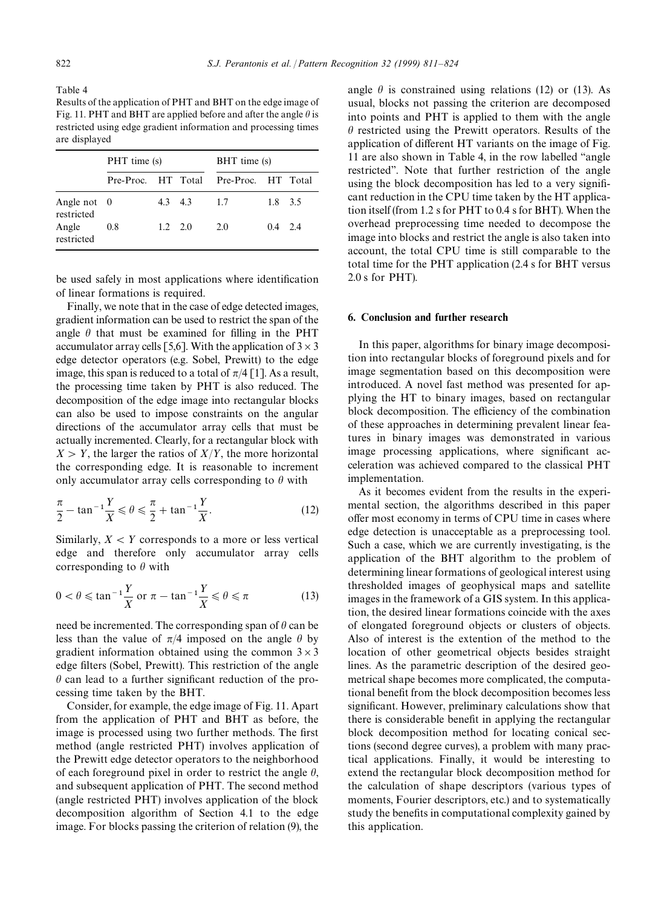Table 4
Results of the application of PHT and BHT on the edge image of Fig. 11. PHT and BHT are applied before and after the angle $\theta$ is restricted using edge gradient information and processing times are displayed

| | PHT time (s) | | | BHT time (s) | | |
|---|---|---|---|---|---|---|
| | Pre-Proc. | HT | Total | Pre-Proc. | HT | Total |
| Angle not restricted | 0 | 4.3 | 4.3 | 1.7 | 1.8 | 3.5 |
| Angle restricted | 0.8 | 1.2 | 2.0 | 2.0 | 0.4 | 2.4 |

be used safely in most applications where identification of linear formations is required.

Finally, we note that in the case of edge detected images, gradient information can be used to restrict the span of the angle $\theta$ that must be examined for filling in the PHT accumulator array cells [5,6]. With the application of $3 \times 3$ edge detector operators (e.g. Sobel, Prewitt) to the edge image, this span is reduced to a total of $\pi/4$ [1]. As a result, the processing time taken by PHT is also reduced. The decomposition of the edge image into rectangular blocks can also be used to impose constraints on the angular directions of the accumulator array cells that must be actually incremented. Clearly, for a rectangular block with $X > Y$, the larger the ratios of $X/Y$, the more horizontal the corresponding edge. It is reasonable to increment only accumulator array cells corresponding to $\theta$ with

$$\frac{\pi}{2} - \tan^{-1}\frac{Y}{X} \leqslant \theta \leqslant \frac{\pi}{2} + \tan^{-1}\frac{Y}{X}. \tag{12}$$

Similarly, $X < Y$ corresponds to a more or less vertical edge and therefore only accumulator array cells corresponding to $\theta$ with

$$0 < \theta \leqslant \tan^{-1}\frac{Y}{X} \text{ or } \pi - \tan^{-1}\frac{Y}{X} \leqslant \theta \leqslant \pi \tag{13}$$

need be incremented. The corresponding span of $\theta$ can be less than the value of $\pi/4$ imposed on the angle $\theta$ by gradient information obtained using the common $3 \times 3$ edge filters (Sobel, Prewitt). This restriction of the angle $\theta$ can lead to a further significant reduction of the processing time taken by the BHT.

Consider, for example, the edge image of Fig. 11. Apart from the application of PHT and BHT as before, the image is processed using two further methods. The first method (angle restricted PHT) involves application of the Prewitt edge detector operators to the neighborhood of each foreground pixel in order to restrict the angle $\theta$, and subsequent application of PHT. The second method (angle restricted PHT) involves application of the block decomposition algorithm of Section 4.1 to the edge image. For blocks passing the criterion of relation (9), the angle $\theta$ is constrained using relations (12) or (13). As usual, blocks not passing the criterion are decomposed into points and PHT is applied to them with the angle $\theta$ restricted using the Prewitt operators. Results of the application of different HT variants on the image of Fig. 11 are also shown in Table 4, in the row labelled "angle restricted". Note that further restriction of the angle using the block decomposition has led to a very significant reduction in the CPU time taken by the HT application itself (from 1.2 s for PHT to 0.4 s for BHT). When the overhead preprocessing time needed to decompose the image into blocks and restrict the angle is also taken into account, the total CPU time is still comparable to the total time for the PHT application (2.4 s for BHT versus 2.0 s for PHT).

## 6. Conclusion and further research

In this paper, algorithms for binary image decomposition into rectangular blocks of foreground pixels and for image segmentation based on this decomposition were introduced. A novel fast method was presented for applying the HT to binary images, based on rectangular block decomposition. The efficiency of the combination of these approaches in determining prevalent linear features in binary images was demonstrated in various image processing applications, where significant acceleration was achieved compared to the classical PHT implementation.

As it becomes evident from the results in the experimental section, the algorithms described in this paper offer most economy in terms of CPU time in cases where edge detection is unacceptable as a preprocessing tool. Such a case, which we are currently investigating, is the application of the BHT algorithm to the problem of determining linear formations of geological interest using thresholded images of geophysical maps and satellite images in the framework of a GIS system. In this application, the desired linear formations coincide with the axes of elongated foreground objects or clusters of objects. Also of interest is the extention of the method to the location of other geometrical objects besides straight lines. As the parametric description of the desired geometrical shape becomes more complicated, the computational benefit from the block decomposition becomes less significant. However, preliminary calculations show that there is considerable benefit in applying the rectangular block decomposition method for locating conical sections (second degree curves), a problem with many practical applications. Finally, it would be interesting to extend the rectangular block decomposition method for the calculation of shape descriptors (various types of moments, Fourier descriptors, etc.) and to systematically study the benefits in computational complexity gained by this application.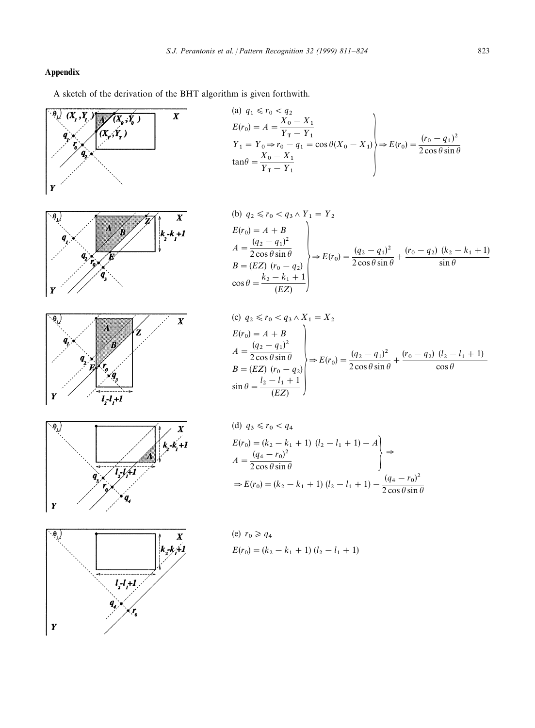## Appendix

A sketch of the derivation of the BHT algorithm is given forthwith.

(a) $q_1 \leqslant r_0 < q_2$

$$
\left.
\begin{aligned}
&E(r_0) = A = \frac{X_0 - X_1}{Y_T - Y_1} \\
&Y_1 = Y_0 \Rightarrow r_0 - q_1 = \cos\theta (X_0 - X_1) \\
&\tan\theta = \frac{X_0 - X_1}{Y_T - Y_1}
\end{aligned}
\right\} \Rightarrow E(r_0) = \frac{(r_0 - q_1)^2}{2\cos\theta \sin\theta}
$$

(b) $q_2 \leqslant r_0 < q_3 \wedge Y_1 = Y_2$

$$
\left.
\begin{aligned}
&E(r_0) = A + B \\
&A = \frac{(q_2 - q_1)^2}{2\cos\theta \sin\theta} \\
&B = (EZ)\ (r_0 - q_2) \\
&\cos\theta = \frac{k_2 - k_1 + 1}{(EZ)}
\end{aligned}
\right\} \Rightarrow E(r_0) = \frac{(q_2 - q_1)^2}{2\cos\theta \sin\theta} + \frac{(r_0 - q_2)\ (k_2 - k_1 + 1)}{\sin\theta}
$$

(c) $q_2 \leqslant r_0 < q_3 \wedge X_1 = X_2$

$$
\left.
\begin{aligned}
&E(r_0) = A + B \\
&A = \frac{(q_2 - q_1)^2}{2\cos\theta \sin\theta} \\
&B = (EZ)\ (r_0 - q_2) \\
&\sin\theta = \frac{l_2 - l_1 + 1}{(EZ)}
\end{aligned}
\right\} \Rightarrow E(r_0) = \frac{(q_2 - q_1)^2}{2\cos\theta \sin\theta} + \frac{(r_0 - q_2)\ (l_2 - l_1 + 1)}{\cos\theta}
$$

(d) $q_3 \leqslant r_0 < q_4$

$$
\left.
\begin{aligned}
&E(r_0) = (k_2 - k_1 + 1)\ (l_2 - l_1 + 1) - A \\
&A = \frac{(q_4 - r_0)^2}{2\cos\theta \sin\theta}
\end{aligned}
\right\} \Rightarrow
$$

$$
\Rightarrow E(r_0) = (k_2 - k_1 + 1)\ (l_2 - l_1 + 1) - \frac{(q_4 - r_0)^2}{2\cos\theta \sin\theta}
$$

(e) $r_0 \geqslant q_4$

$$
E(r_0) = (k_2 - k_1 + 1)\ (l_2 - l_1 + 1)
$$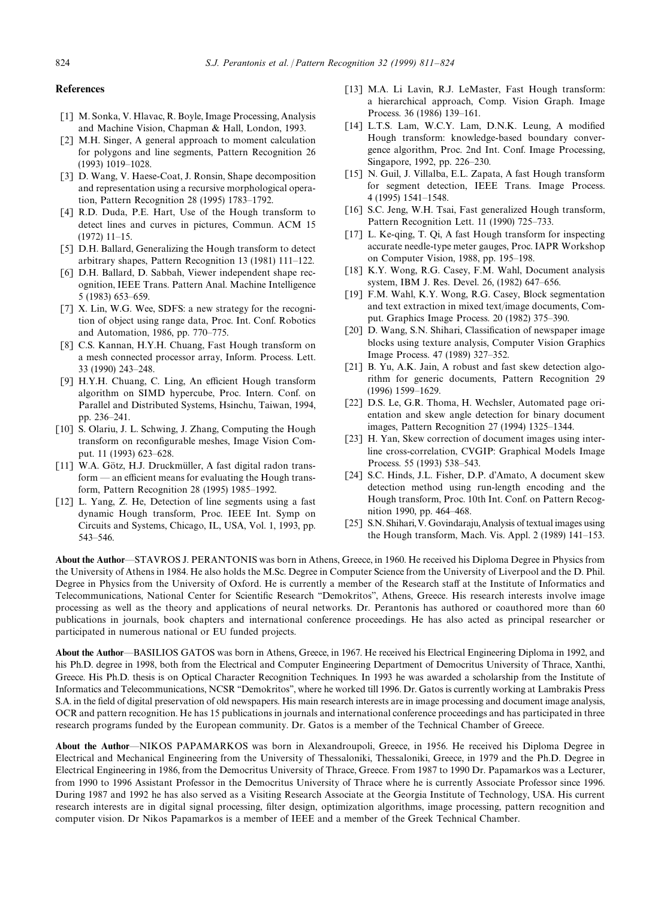## References

[1] M. Sonka, V. Hlavac, R. Boyle, Image Processing, Analysis and Machine Vision, Chapman & Hall, London, 1993.

[2] M.H. Singer, A general approach to moment calculation for polygons and line segments, Pattern Recognition 26 (1993) 1019–1028.

[3] D. Wang, V. Haese-Coat, J. Ronsin, Shape decomposition and representation using a recursive morphological operation, Pattern Recognition 28 (1995) 1783–1792.

[4] R.D. Duda, P.E. Hart, Use of the Hough transform to detect lines and curves in pictures, Commun. ACM 15 (1972) 11–15.

[5] D.H. Ballard, Generalizing the Hough transform to detect arbitrary shapes, Pattern Recognition 13 (1981) 111–122.

[6] D.H. Ballard, D. Sabbah, Viewer independent shape recognition, IEEE Trans. Pattern Anal. Machine Intelligence 5 (1983) 653–659.

[7] X. Lin, W.G. Wee, SDFS: a new strategy for the recognition of object using range data, Proc. Int. Conf. Robotics and Automation, 1986, pp. 770–775.

[8] C.S. Kannan, H.Y.H. Chuang, Fast Hough transform on a mesh connected processor array, Inform. Process. Lett. 33 (1990) 243–248.

[9] H.Y.H. Chuang, C. Ling, An efficient Hough transform algorithm on SIMD hypercube, Proc. Intern. Conf. on Parallel and Distributed Systems, Hsinchu, Taiwan, 1994, pp. 236–241.

[10] S. Olariu, J. L. Schwing, J. Zhang, Computing the Hough transform on reconfigurable meshes, Image Vision Comput. 11 (1993) 623–628.

[11] W.A. Götz, H.J. Druckmüller, A fast digital radon transform — an efficient means for evaluating the Hough transform, Pattern Recognition 28 (1995) 1985–1992.

[12] L. Yang, Z. He, Detection of line segments using a fast dynamic Hough transform, Proc. IEEE Int. Symp on Circuits and Systems, Chicago, IL, USA, Vol. 1, 1993, pp. 543–546.

[13] M.A. Li Lavin, R.J. LeMaster, Fast Hough transform: a hierarchical approach, Comp. Vision Graph. Image Process. 36 (1986) 139–161.

[14] L.T.S. Lam, W.C.Y. Lam, D.N.K. Leung, A modified Hough transform: knowledge-based boundary convergence algorithm, Proc. 2nd Int. Conf. Image Processing, Singapore, 1992, pp. 226–230.

[15] N. Guil, J. Villalba, E.L. Zapata, A fast Hough transform for segment detection, IEEE Trans. Image Process. 4 (1995) 1541–1548.

[16] S.C. Jeng, W.H. Tsai, Fast generalized Hough transform, Pattern Recognition Lett. 11 (1990) 725–733.

[17] L. Ke-qing, T. Qi, A fast Hough transform for inspecting accurate needle-type meter gauges, Proc. IAPR Workshop on Computer Vision, 1988, pp. 195–198.

[18] K.Y. Wong, R.G. Casey, F.M. Wahl, Document analysis system, IBM J. Res. Devel. 26, (1982) 647–656.

[19] F.M. Wahl, K.Y. Wong, R.G. Casey, Block segmentation and text extraction in mixed text/image documents, Comput. Graphics Image Process. 20 (1982) 375–390.

[20] D. Wang, S.N. Shihari, Classification of newspaper image blocks using texture analysis, Computer Vision Graphics Image Process. 47 (1989) 327–352.

[21] B. Yu, A.K. Jain, A robust and fast skew detection algorithm for generic documents, Pattern Recognition 29 (1996) 1599–1629.

[22] D.S. Le, G.R. Thoma, H. Wechsler, Automated page orientation and skew angle detection for binary document images, Pattern Recognition 27 (1994) 1325–1344.

[23] H. Yan, Skew correction of document images using interline cross-correlation, CVGIP: Graphical Models Image Process. 55 (1993) 538–543.

[24] S.C. Hinds, J.L. Fisher, D.P. d'Amato, A document skew detection method using run-length encoding and the Hough transform, Proc. 10th Int. Conf. on Pattern Recognition 1990, pp. 464–468.

[25] S.N. Shihari, V. Govindaraju, Analysis of textual images using the Hough transform, Mach. Vis. Appl. 2 (1989) 141–153.

**About the Author**—STAVROS J. PERANTONIS was born in Athens, Greece, in 1960. He received his Diploma Degree in Physics from the University of Athens in 1984. He also holds the M.Sc. Degree in Computer Science from the University of Liverpool and the D. Phil. Degree in Physics from the University of Oxford. He is currently a member of the Research staff at the Institute of Informatics and Telecommunications, National Center for Scientific Research "Demokritos", Athens, Greece. His research interests involve image processing as well as the theory and applications of neural networks. Dr. Perantonis has authored or coauthored more than 60 publications in journals, book chapters and international conference proceedings. He has also acted as principal researcher or participated in numerous national or EU funded projects.

**About the Author**—BASILIOS GATOS was born in Athens, Greece, in 1967. He received his Electrical Engineering Diploma in 1992, and his Ph.D. degree in 1998, both from the Electrical and Computer Engineering Department of Democritus University of Thrace, Xanthi, Greece. His Ph.D. thesis is on Optical Character Recognition Techniques. In 1993 he was awarded a scholarship from the Institute of Informatics and Telecommunications, NCSR "Demokritos", where he worked till 1996. Dr. Gatos is currently working at Lambrakis Press S.A. in the field of digital preservation of old newspapers. His main research interests are in image processing and document image analysis, OCR and pattern recognition. He has 15 publications in journals and international conference proceedings and has participated in three research programs funded by the European community. Dr. Gatos is a member of the Technical Chamber of Greece.

**About the Author**—NIKOS PAPAMARKOS was born in Alexandroupoli, Greece, in 1956. He received his Diploma Degree in Electrical and Mechanical Engineering from the University of Thessaloniki, Thessaloniki, Greece, in 1979 and the Ph.D. Degree in Electrical Engineering in 1986, from the Democritus University of Thrace, Greece. From 1987 to 1990 Dr. Papamarkos was a Lecturer, from 1990 to 1996 Assistant Professor in the Democritus University of Thrace where he is currently Associate Professor since 1996. During 1987 and 1992 he has also served as a Visiting Research Associate at the Georgia Institute of Technology, USA. His current research interests are in digital signal processing, filter design, optimization algorithms, image processing, pattern recognition and computer vision. Dr Nikos Papamarkos is a member of IEEE and a member of the Greek Technical Chamber.